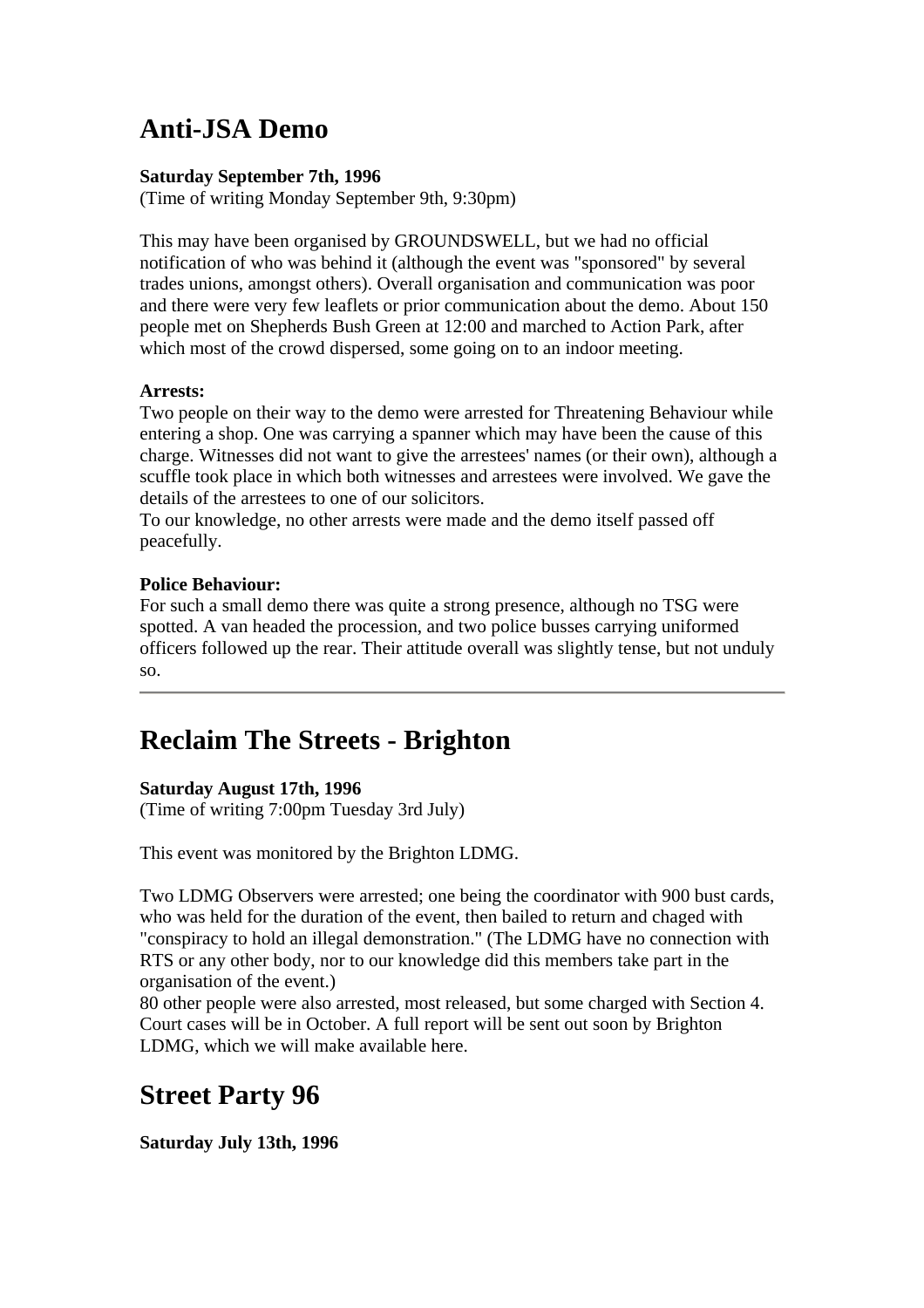# Anti-JSA Demo

**Saturday September 7th, 1996**
(Time of writing Monday September 9th, 9:30pm)

This may have been organised by GROUNDSWELL, but we had no official notification of who was behind it (although the event was "sponsored" by several trades unions, amongst others). Overall organisation and communication was poor and there were very few leaflets or prior communication about the demo. About 150 people met on Shepherds Bush Green at 12:00 and marched to Action Park, after which most of the crowd dispersed, some going on to an indoor meeting.

**Arrests:**
Two people on their way to the demo were arrested for Threatening Behaviour while entering a shop. One was carrying a spanner which may have been the cause of this charge. Witnesses did not want to give the arrestees' names (or their own), although a scuffle took place in which both witnesses and arrestees were involved. We gave the details of the arrestees to one of our solicitors.
To our knowledge, no other arrests were made and the demo itself passed off peacefully.

**Police Behaviour:**
For such a small demo there was quite a strong presence, although no TSG were spotted. A van headed the procession, and two police busses carrying uniformed officers followed up the rear. Their attitude overall was slightly tense, but not unduly so.

---

# Reclaim The Streets - Brighton

**Saturday August 17th, 1996**
(Time of writing 7:00pm Tuesday 3rd July)

This event was monitored by the Brighton LDMG.

Two LDMG Observers were arrested; one being the coordinator with 900 bust cards, who was held for the duration of the event, then bailed to return and chaged with "conspiracy to hold an illegal demonstration." (The LDMG have no connection with RTS or any other body, nor to our knowledge did this members take part in the organisation of the event.)
80 other people were also arrested, most released, but some charged with Section 4. Court cases will be in October. A full report will be sent out soon by Brighton LDMG, which we will make available here.

# Street Party 96

**Saturday July 13th, 1996**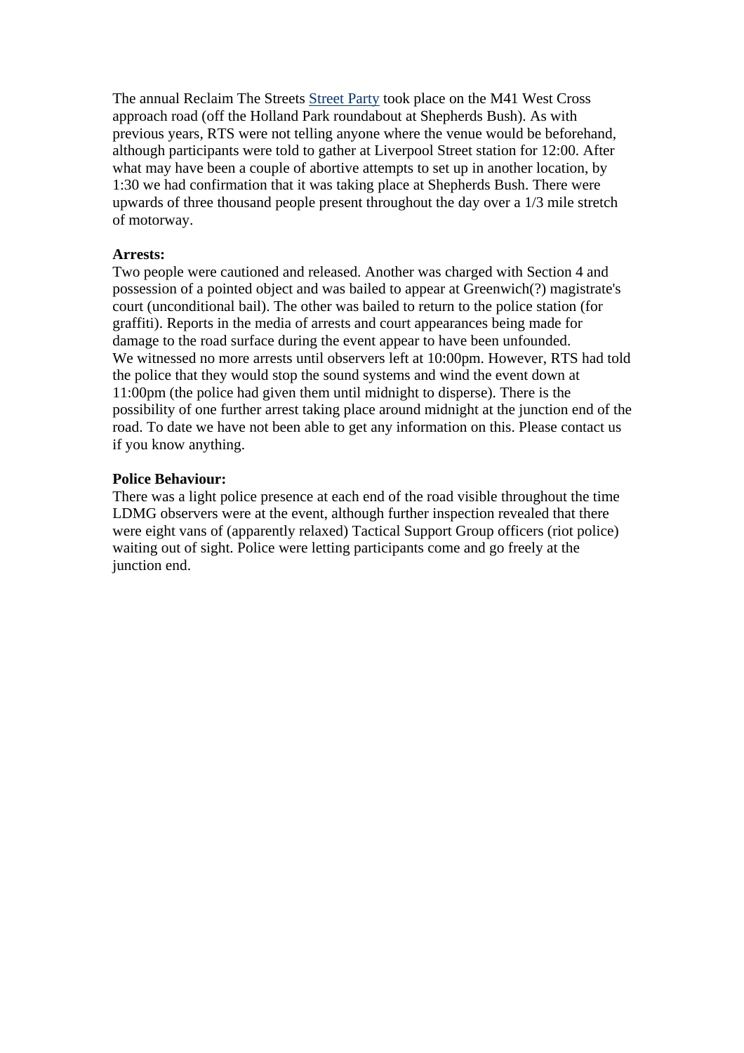The annual Reclaim The Streets Street Party took place on the M41 West Cross approach road (off the Holland Park roundabout at Shepherds Bush). As with previous years, RTS were not telling anyone where the venue would be beforehand, although participants were told to gather at Liverpool Street station for 12:00. After what may have been a couple of abortive attempts to set up in another location, by 1:30 we had confirmation that it was taking place at Shepherds Bush. There were upwards of three thousand people present throughout the day over a 1/3 mile stretch of motorway.

**Arrests:**
Two people were cautioned and released. Another was charged with Section 4 and possession of a pointed object and was bailed to appear at Greenwich(?) magistrate's court (unconditional bail). The other was bailed to return to the police station (for graffiti). Reports in the media of arrests and court appearances being made for damage to the road surface during the event appear to have been unfounded.
We witnessed no more arrests until observers left at 10:00pm. However, RTS had told the police that they would stop the sound systems and wind the event down at 11:00pm (the police had given them until midnight to disperse). There is the possibility of one further arrest taking place around midnight at the junction end of the road. To date we have not been able to get any information on this. Please contact us if you know anything.

**Police Behaviour:**
There was a light police presence at each end of the road visible throughout the time LDMG observers were at the event, although further inspection revealed that there were eight vans of (apparently relaxed) Tactical Support Group officers (riot police) waiting out of sight. Police were letting participants come and go freely at the junction end.